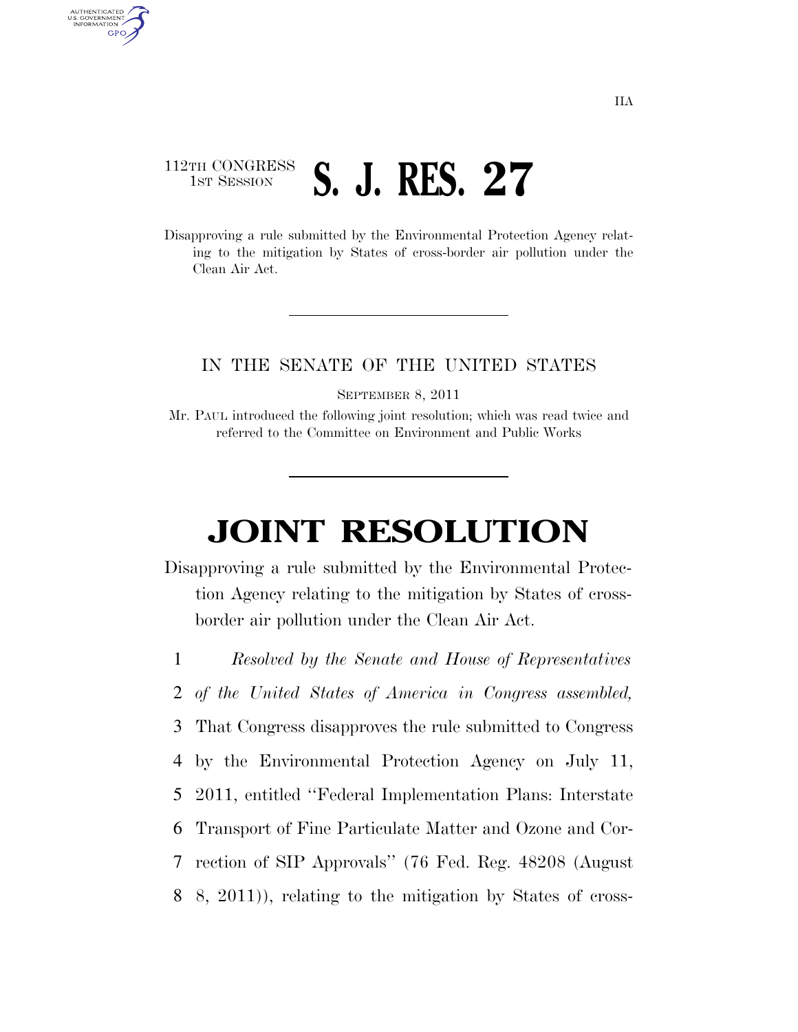IIA

112TH CONGRESS
1ST SESSION

# S. J. RES. 27

Disapproving a rule submitted by the Environmental Protection Agency relating to the mitigation by States of cross-border air pollution under the Clean Air Act.

IN THE SENATE OF THE UNITED STATES

SEPTEMBER 8, 2011

Mr. PAUL introduced the following joint resolution; which was read twice and referred to the Committee on Environment and Public Works

# JOINT RESOLUTION

Disapproving a rule submitted by the Environmental Protection Agency relating to the mitigation by States of cross-border air pollution under the Clean Air Act.

1 *Resolved by the Senate and House of Representatives*
2 *of the United States of America in Congress assembled,*
3 That Congress disapproves the rule submitted to Congress
4 by the Environmental Protection Agency on July 11,
5 2011, entitled ''Federal Implementation Plans: Interstate
6 Transport of Fine Particulate Matter and Ozone and Cor-
7 rection of SIP Approvals'' (76 Fed. Reg. 48208 (August
8 8, 2011)), relating to the mitigation by States of cross-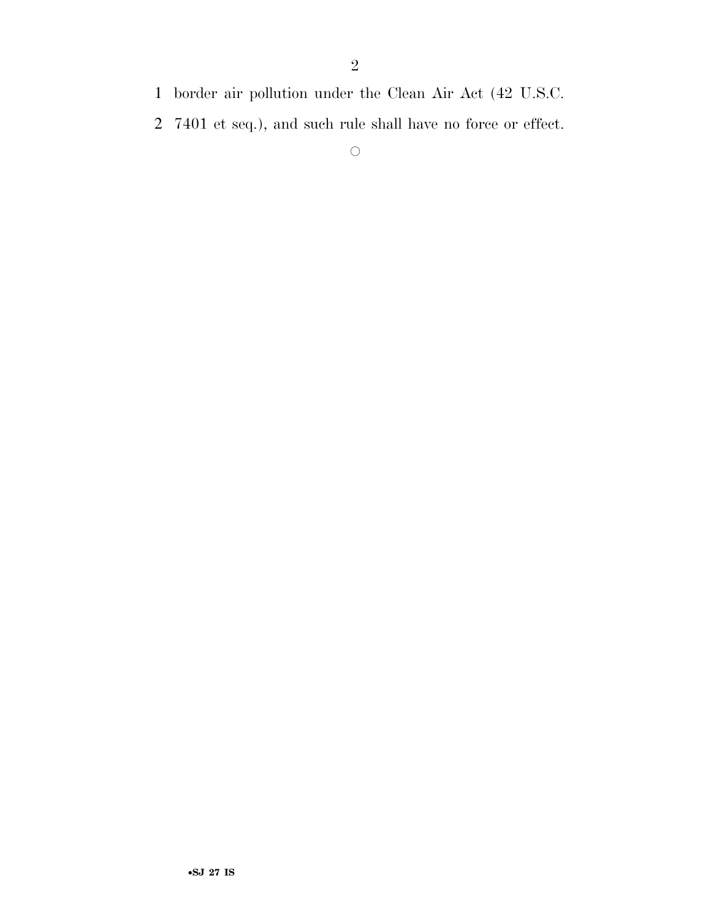border air pollution under the Clean Air Act (42 U.S.C. 7401 et seq.), and such rule shall have no force or effect.